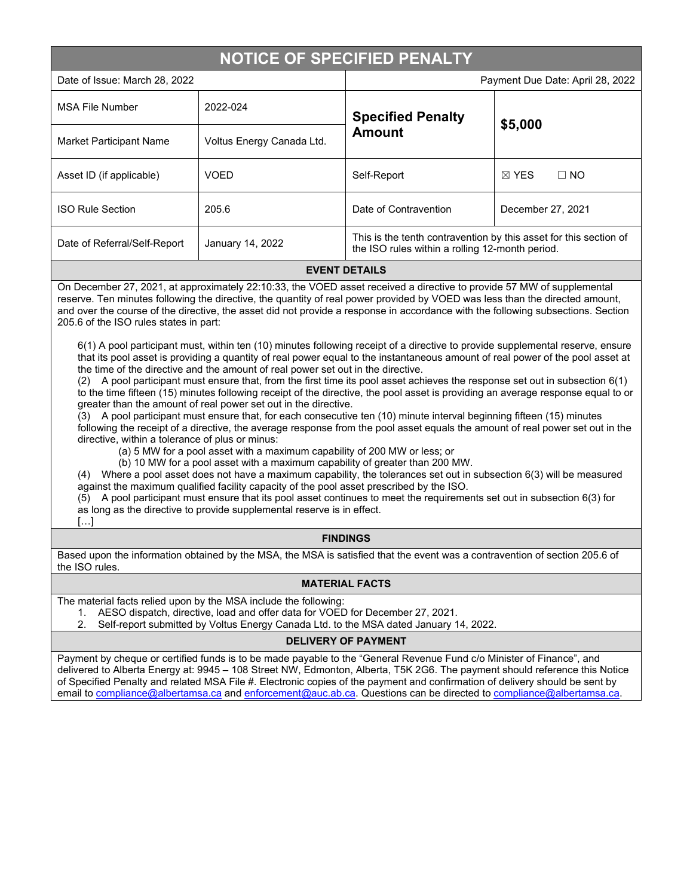# NOTICE OF SPECIFIED PENALTY

| Date of Issue: March 28, 2022 | | Payment Due Date: April 28, 2022 | |
|---|---|---|---|
| MSA File Number | 2022-024 | **Specified Penalty Amount** | **$5,000** |
| Market Participant Name | Voltus Energy Canada Ltd. | | |
| Asset ID (if applicable) | VOED | Self-Report | ☒ YES ☐ NO |
| ISO Rule Section | 205.6 | Date of Contravention | December 27, 2021 |
| Date of Referral/Self-Report | January 14, 2022 | This is the tenth contravention by this asset for this section of the ISO rules within a rolling 12-month period. | |

## EVENT DETAILS

On December 27, 2021, at approximately 22:10:33, the VOED asset received a directive to provide 57 MW of supplemental reserve. Ten minutes following the directive, the quantity of real power provided by VOED was less than the directed amount, and over the course of the directive, the asset did not provide a response in accordance with the following subsections. Section 205.6 of the ISO rules states in part:

> 6(1) A pool participant must, within ten (10) minutes following receipt of a directive to provide supplemental reserve, ensure that its pool asset is providing a quantity of real power equal to the instantaneous amount of real power of the pool asset at the time of the directive and the amount of real power set out in the directive.
>
> (2) A pool participant must ensure that, from the first time its pool asset achieves the response set out in subsection 6(1) to the time fifteen (15) minutes following receipt of the directive, the pool asset is providing an average response equal to or greater than the amount of real power set out in the directive.
>
> (3) A pool participant must ensure that, for each consecutive ten (10) minute interval beginning fifteen (15) minutes following the receipt of a directive, the average response from the pool asset equals the amount of real power set out in the directive, within a tolerance of plus or minus:
>
> (a) 5 MW for a pool asset with a maximum capability of 200 MW or less; or
>
> (b) 10 MW for a pool asset with a maximum capability of greater than 200 MW.
>
> (4) Where a pool asset does not have a maximum capability, the tolerances set out in subsection 6(3) will be measured against the maximum qualified facility capacity of the pool asset prescribed by the ISO.
>
> (5) A pool participant must ensure that its pool asset continues to meet the requirements set out in subsection 6(3) for as long as the directive to provide supplemental reserve is in effect.
>
> […]

## FINDINGS

Based upon the information obtained by the MSA, the MSA is satisfied that the event was a contravention of section 205.6 of the ISO rules.

## MATERIAL FACTS

The material facts relied upon by the MSA include the following:

1. AESO dispatch, directive, load and offer data for VOED for December 27, 2021.
2. Self-report submitted by Voltus Energy Canada Ltd. to the MSA dated January 14, 2022.

## DELIVERY OF PAYMENT

Payment by cheque or certified funds is to be made payable to the "General Revenue Fund c/o Minister of Finance", and delivered to Alberta Energy at: 9945 – 108 Street NW, Edmonton, Alberta, T5K 2G6. The payment should reference this Notice of Specified Penalty and related MSA File #. Electronic copies of the payment and confirmation of delivery should be sent by email to compliance@albertamsa.ca and enforcement@auc.ab.ca. Questions can be directed to compliance@albertamsa.ca.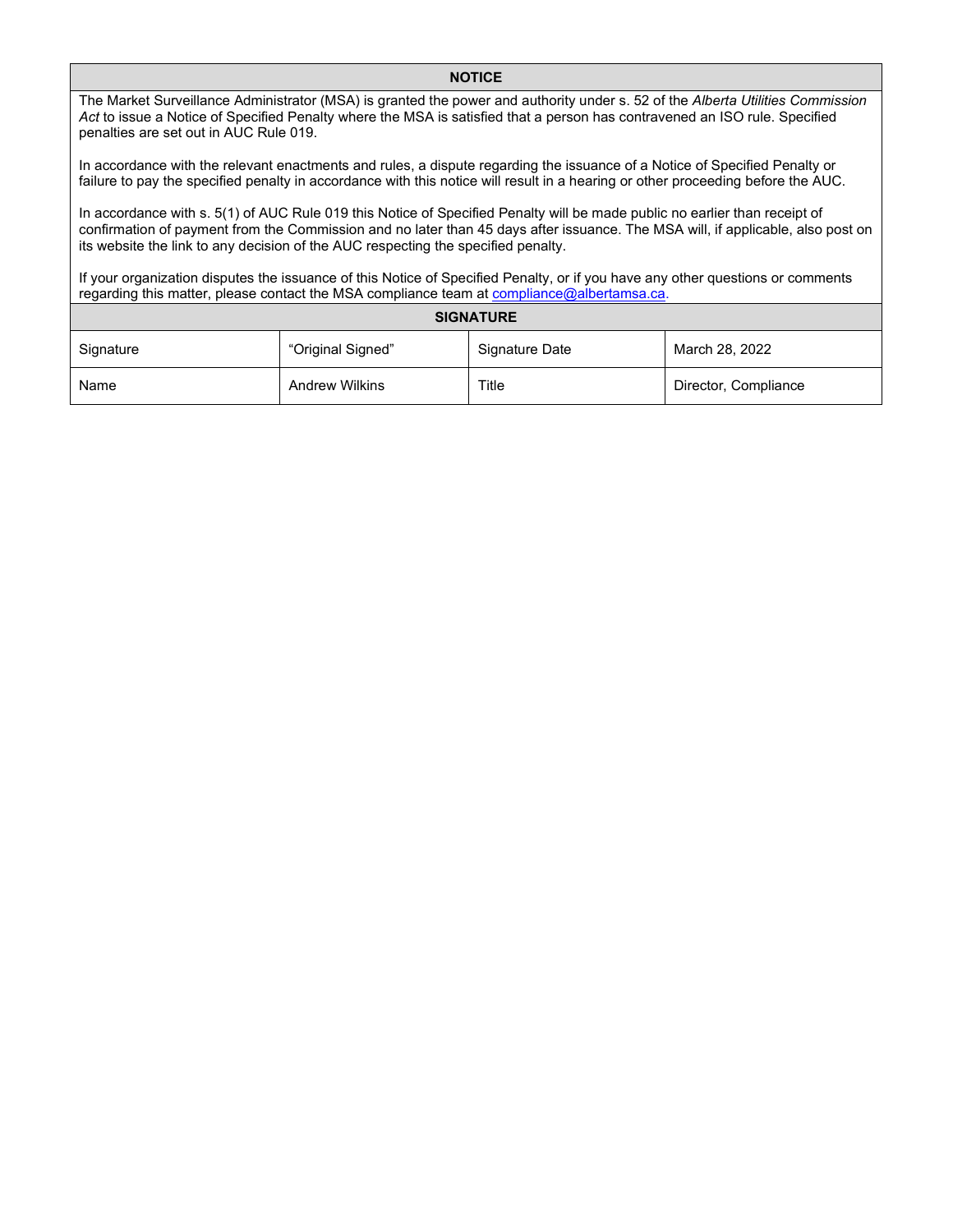**NOTICE**

The Market Surveillance Administrator (MSA) is granted the power and authority under s. 52 of the *Alberta Utilities Commission Act* to issue a Notice of Specified Penalty where the MSA is satisfied that a person has contravened an ISO rule. Specified penalties are set out in AUC Rule 019.

In accordance with the relevant enactments and rules, a dispute regarding the issuance of a Notice of Specified Penalty or failure to pay the specified penalty in accordance with this notice will result in a hearing or other proceeding before the AUC.

In accordance with s. 5(1) of AUC Rule 019 this Notice of Specified Penalty will be made public no earlier than receipt of confirmation of payment from the Commission and no later than 45 days after issuance. The MSA will, if applicable, also post on its website the link to any decision of the AUC respecting the specified penalty.

If your organization disputes the issuance of this Notice of Specified Penalty, or if you have any other questions or comments regarding this matter, please contact the MSA compliance team at compliance@albertamsa.ca.

**SIGNATURE**

| | | | |
|---|---|---|---|
| Signature | "Original Signed" | Signature Date | March 28, 2022 |
| Name | Andrew Wilkins | Title | Director, Compliance |